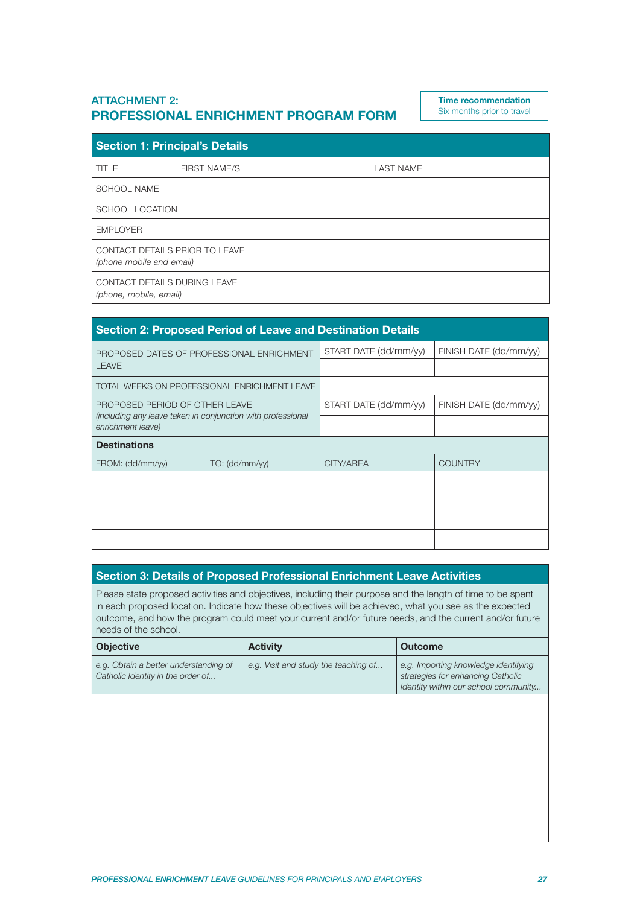## ATTACHMENT 2:
## PROFESSIONAL ENRICHMENT PROGRAM FORM

**Time recommendation**
Six months prior to travel

### Section 1: Principal's Details

| TITLE | FIRST NAME/S | LAST NAME |
|---|---|---|
| SCHOOL NAME | | |
| SCHOOL LOCATION | | |
| EMPLOYER | | |
| CONTACT DETAILS PRIOR TO LEAVE *(phone mobile and email)* | | |
| CONTACT DETAILS DURING LEAVE *(phone, mobile, email)* | | |

### Section 2: Proposed Period of Leave and Destination Details

| | | START DATE (dd/mm/yy) | FINISH DATE (dd/mm/yy) |
|---|---|---|---|
| PROPOSED DATES OF PROFESSIONAL ENRICHMENT LEAVE | | | |
| TOTAL WEEKS ON PROFESSIONAL ENRICHMENT LEAVE | | | |
| PROPOSED PERIOD OF OTHER LEAVE *(including any leave taken in conjunction with professional enrichment leave)* | | START DATE (dd/mm/yy) | FINISH DATE (dd/mm/yy) |
| | | | |

**Destinations**

| FROM: (dd/mm/yy) | TO: (dd/mm/yy) | CITY/AREA | COUNTRY |
|---|---|---|---|
| | | | |
| | | | |
| | | | |
| | | | |

### Section 3: Details of Proposed Professional Enrichment Leave Activities

Please state proposed activities and objectives, including their purpose and the length of time to be spent in each proposed location. Indicate how these objectives will be achieved, what you see as the expected outcome, and how the program could meet your current and/or future needs, and the current and/or future needs of the school.

| Objective | Activity | Outcome |
|---|---|---|
| *e.g. Obtain a better understanding of Catholic Identity in the order of...* | *e.g. Visit and study the teaching of...* | *e.g. Importing knowledge identifying strategies for enhancing Catholic Identity within our school community...* |
| | | |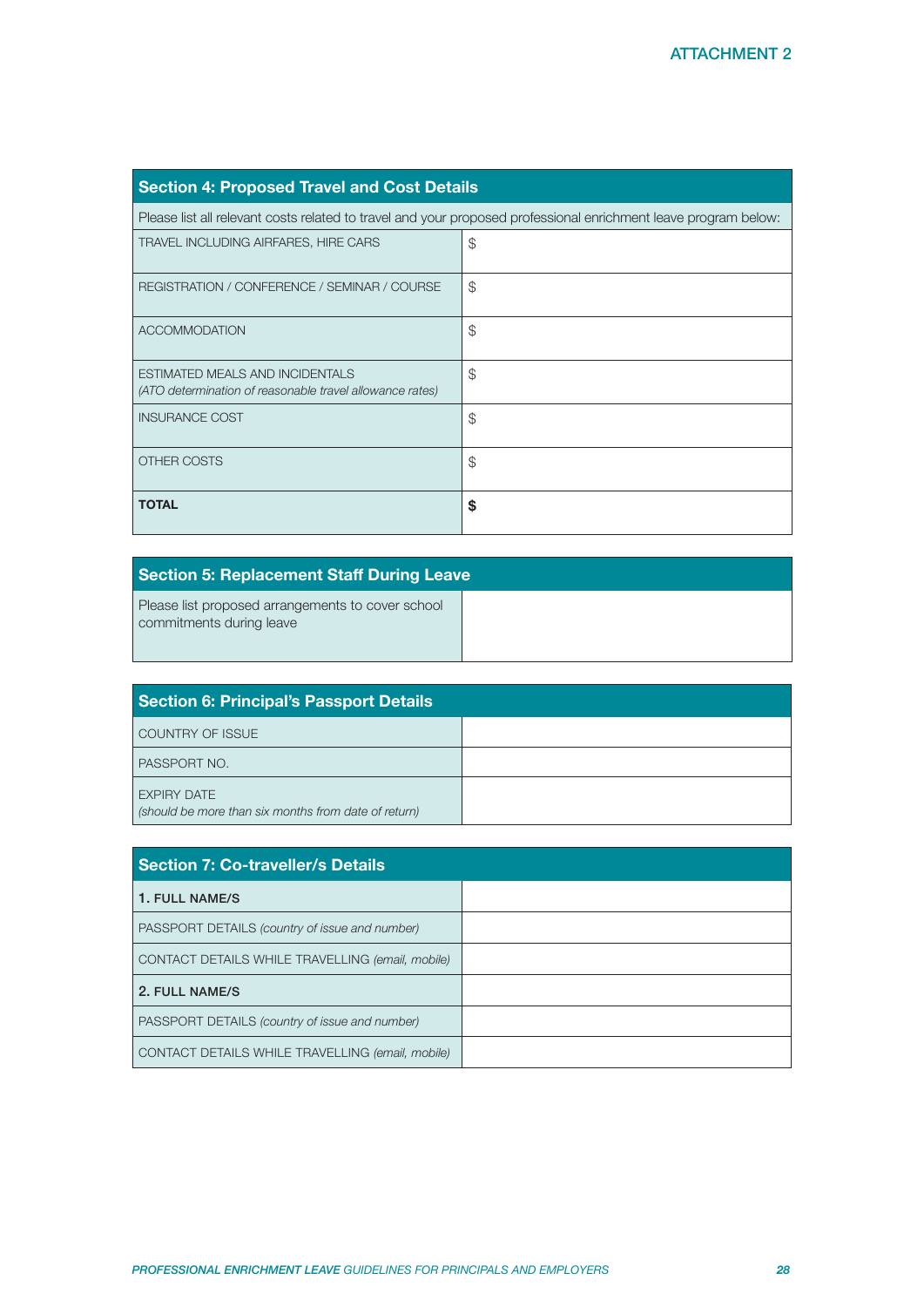ATTACHMENT 2

## Section 4: Proposed Travel and Cost Details

Please list all relevant costs related to travel and your proposed professional enrichment leave program below:

| | |
|---|---|
| TRAVEL INCLUDING AIRFARES, HIRE CARS | $ |
| REGISTRATION / CONFERENCE / SEMINAR / COURSE | $ |
| ACCOMMODATION | $ |
| ESTIMATED MEALS AND INCIDENTALS *(ATO determination of reasonable travel allowance rates)* | $ |
| INSURANCE COST | $ |
| OTHER COSTS | $ |
| **TOTAL** | **$** |

## Section 5: Replacement Staff During Leave

| | |
|---|---|
| Please list proposed arrangements to cover school commitments during leave | |

## Section 6: Principal's Passport Details

| | |
|---|---|
| COUNTRY OF ISSUE | |
| PASSPORT NO. | |
| EXPIRY DATE *(should be more than six months from date of return)* | |

## Section 7: Co-traveller/s Details

| | |
|---|---|
| **1. FULL NAME/S** | |
| PASSPORT DETAILS *(country of issue and number)* | |
| CONTACT DETAILS WHILE TRAVELLING *(email, mobile)* | |
| **2. FULL NAME/S** | |
| PASSPORT DETAILS *(country of issue and number)* | |
| CONTACT DETAILS WHILE TRAVELLING *(email, mobile)* | |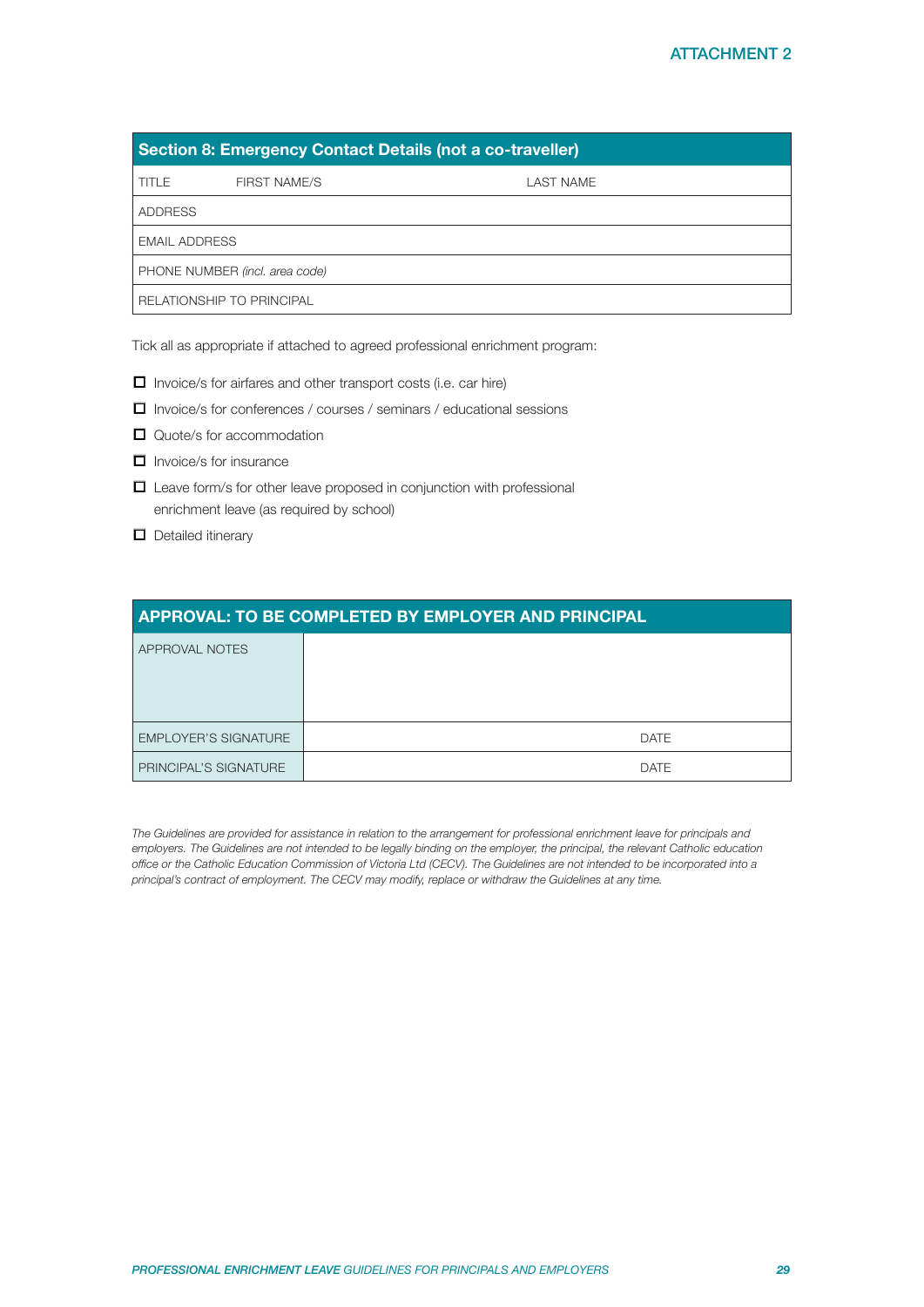ATTACHMENT 2

| Section 8: Emergency Contact Details (not a co-traveller) | | |
|---|---|---|
| TITLE | FIRST NAME/S | LAST NAME |
| ADDRESS | | |
| EMAIL ADDRESS | | |
| PHONE NUMBER *(incl. area code)* | | |
| RELATIONSHIP TO PRINCIPAL | | |

Tick all as appropriate if attached to agreed professional enrichment program:

- ☐ Invoice/s for airfares and other transport costs (i.e. car hire)
- ☐ Invoice/s for conferences / courses / seminars / educational sessions
- ☐ Quote/s for accommodation
- ☐ Invoice/s for insurance
- ☐ Leave form/s for other leave proposed in conjunction with professional enrichment leave (as required by school)
- ☐ Detailed itinerary

| APPROVAL: TO BE COMPLETED BY EMPLOYER AND PRINCIPAL | | |
|---|---|---|
| APPROVAL NOTES | | |
| EMPLOYER'S SIGNATURE | | DATE |
| PRINCIPAL'S SIGNATURE | | DATE |

*The Guidelines are provided for assistance in relation to the arrangement for professional enrichment leave for principals and employers. The Guidelines are not intended to be legally binding on the employer, the principal, the relevant Catholic education office or the Catholic Education Commission of Victoria Ltd (CECV). The Guidelines are not intended to be incorporated into a principal's contract of employment. The CECV may modify, replace or withdraw the Guidelines at any time.*